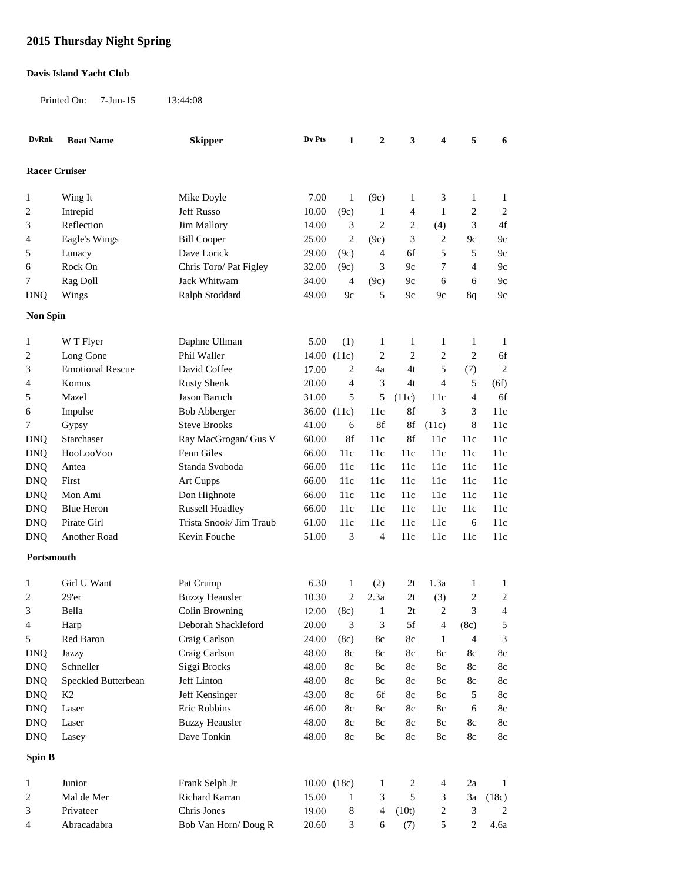# 2015 Thursday Night Spring

**Davis Island Yacht Club**

Printed On: 7-Jun-15 13:44:08

| DvRnk | Boat Name | Skipper | Dv Pts | 1 | 2 | 3 | 4 | 5 | 6 |
|---|---|---|---|---|---|---|---|---|---|
| **Racer Cruiser** | | | | | | | | | |
| 1 | Wing It | Mike Doyle | 7.00 | 1 | (9c) | 1 | 3 | 1 | 1 |
| 2 | Intrepid | Jeff Russo | 10.00 | (9c) | 1 | 4 | 1 | 2 | 2 |
| 3 | Reflection | Jim Mallory | 14.00 | 3 | 2 | 2 | (4) | 3 | 4f |
| 4 | Eagle's Wings | Bill Cooper | 25.00 | 2 | (9c) | 3 | 2 | 9c | 9c |
| 5 | Lunacy | Dave Lorick | 29.00 | (9c) | 4 | 6f | 5 | 5 | 9c |
| 6 | Rock On | Chris Toro/ Pat Figley | 32.00 | (9c) | 3 | 9c | 7 | 4 | 9c |
| 7 | Rag Doll | Jack Whitwam | 34.00 | 4 | (9c) | 9c | 6 | 6 | 9c |
| DNQ | Wings | Ralph Stoddard | 49.00 | 9c | 5 | 9c | 9c | 8q | 9c |
| **Non Spin** | | | | | | | | | |
| 1 | W T Flyer | Daphne Ullman | 5.00 | (1) | 1 | 1 | 1 | 1 | 1 |
| 2 | Long Gone | Phil Waller | 14.00 | (11c) | 2 | 2 | 2 | 2 | 6f |
| 3 | Emotional Rescue | David Coffee | 17.00 | 2 | 4a | 4t | 5 | (7) | 2 |
| 4 | Komus | Rusty Shenk | 20.00 | 4 | 3 | 4t | 4 | 5 | (6f) |
| 5 | Mazel | Jason Baruch | 31.00 | 5 | 5 | (11c) | 11c | 4 | 6f |
| 6 | Impulse | Bob Abberger | 36.00 | (11c) | 11c | 8f | 3 | 3 | 11c |
| 7 | Gypsy | Steve Brooks | 41.00 | 6 | 8f | 8f | (11c) | 8 | 11c |
| DNQ | Starchaser | Ray MacGrogan/ Gus V | 60.00 | 8f | 11c | 8f | 11c | 11c | 11c |
| DNQ | HooLooVoo | Fenn Giles | 66.00 | 11c | 11c | 11c | 11c | 11c | 11c |
| DNQ | Antea | Standa Svoboda | 66.00 | 11c | 11c | 11c | 11c | 11c | 11c |
| DNQ | First | Art Cupps | 66.00 | 11c | 11c | 11c | 11c | 11c | 11c |
| DNQ | Mon Ami | Don Highnote | 66.00 | 11c | 11c | 11c | 11c | 11c | 11c |
| DNQ | Blue Heron | Russell Hoadley | 66.00 | 11c | 11c | 11c | 11c | 11c | 11c |
| DNQ | Pirate Girl | Trista Snook/ Jim Traub | 61.00 | 11c | 11c | 11c | 11c | 6 | 11c |
| DNQ | Another Road | Kevin Fouche | 51.00 | 3 | 4 | 11c | 11c | 11c | 11c |
| **Portsmouth** | | | | | | | | | |
| 1 | Girl U Want | Pat Crump | 6.30 | 1 | (2) | 2t | 1.3a | 1 | 1 |
| 2 | 29'er | Buzzy Heausler | 10.30 | 2 | 2.3a | 2t | (3) | 2 | 2 |
| 3 | Bella | Colin Browning | 12.00 | (8c) | 1 | 2t | 2 | 3 | 4 |
| 4 | Harp | Deborah Shackleford | 20.00 | 3 | 3 | 5f | 4 | (8c) | 5 |
| 5 | Red Baron | Craig Carlson | 24.00 | (8c) | 8c | 8c | 1 | 4 | 3 |
| DNQ | Jazzy | Craig Carlson | 48.00 | 8c | 8c | 8c | 8c | 8c | 8c |
| DNQ | Schneller | Siggi Brocks | 48.00 | 8c | 8c | 8c | 8c | 8c | 8c |
| DNQ | Speckled Butterbean | Jeff Linton | 48.00 | 8c | 8c | 8c | 8c | 8c | 8c |
| DNQ | K2 | Jeff Kensinger | 43.00 | 8c | 6f | 8c | 8c | 5 | 8c |
| DNQ | Laser | Eric Robbins | 46.00 | 8c | 8c | 8c | 8c | 6 | 8c |
| DNQ | Laser | Buzzy Heausler | 48.00 | 8c | 8c | 8c | 8c | 8c | 8c |
| DNQ | Lasey | Dave Tonkin | 48.00 | 8c | 8c | 8c | 8c | 8c | 8c |
| **Spin B** | | | | | | | | | |
| 1 | Junior | Frank Selph Jr | 10.00 | (18c) | 1 | 2 | 4 | 2a | 1 |
| 2 | Mal de Mer | Richard Karran | 15.00 | 1 | 3 | 5 | 3 | 3a | (18c) |
| 3 | Privateer | Chris Jones | 19.00 | 8 | 4 | (10t) | 2 | 3 | 2 |
| 4 | Abracadabra | Bob Van Horn/ Doug R | 20.60 | 3 | 6 | (7) | 5 | 2 | 4.6a |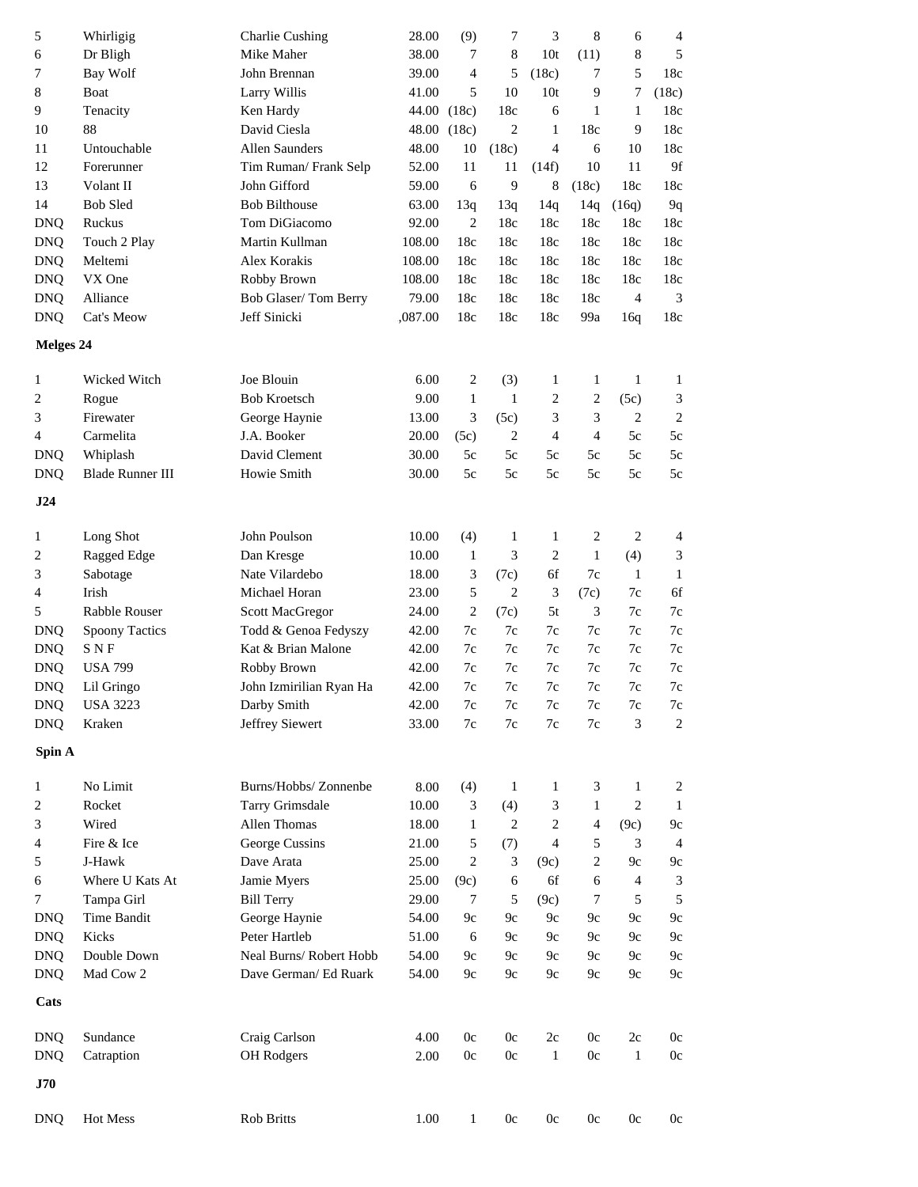| | | | | | | | | | |
|---|---|---|---|---|---|---|---|---|---|
| 5 | Whirligig | Charlie Cushing | 28.00 | (9) | 7 | 3 | 8 | 6 | 4 |
| 6 | Dr Bligh | Mike Maher | 38.00 | 7 | 8 | 10t | (11) | 8 | 5 |
| 7 | Bay Wolf | John Brennan | 39.00 | 4 | 5 | (18c) | 7 | 5 | 18c |
| 8 | Boat | Larry Willis | 41.00 | 5 | 10 | 10t | 9 | 7 | (18c) |
| 9 | Tenacity | Ken Hardy | 44.00 | (18c) | 18c | 6 | 1 | 1 | 18c |
| 10 | 88 | David Ciesla | 48.00 | (18c) | 2 | 1 | 18c | 9 | 18c |
| 11 | Untouchable | Allen Saunders | 48.00 | 10 | (18c) | 4 | 6 | 10 | 18c |
| 12 | Forerunner | Tim Ruman/ Frank Selp | 52.00 | 11 | 11 | (14f) | 10 | 11 | 9f |
| 13 | Volant II | John Gifford | 59.00 | 6 | 9 | 8 | (18c) | 18c | 18c |
| 14 | Bob Sled | Bob Bilthouse | 63.00 | 13q | 13q | 14q | 14q | (16q) | 9q |
| DNQ | Ruckus | Tom DiGiacomo | 92.00 | 2 | 18c | 18c | 18c | 18c | 18c |
| DNQ | Touch 2 Play | Martin Kullman | 108.00 | 18c | 18c | 18c | 18c | 18c | 18c |
| DNQ | Meltemi | Alex Korakis | 108.00 | 18c | 18c | 18c | 18c | 18c | 18c |
| DNQ | VX One | Robby Brown | 108.00 | 18c | 18c | 18c | 18c | 18c | 18c |
| DNQ | Alliance | Bob Glaser/ Tom Berry | 79.00 | 18c | 18c | 18c | 18c | 4 | 3 |
| DNQ | Cat's Meow | Jeff Sinicki | ,087.00 | 18c | 18c | 18c | 99a | 16q | 18c |

**Melges 24**

| | | | | | | | | | |
|---|---|---|---|---|---|---|---|---|---|
| 1 | Wicked Witch | Joe Blouin | 6.00 | 2 | (3) | 1 | 1 | 1 | 1 |
| 2 | Rogue | Bob Kroetsch | 9.00 | 1 | 1 | 2 | 2 | (5c) | 3 |
| 3 | Firewater | George Haynie | 13.00 | 3 | (5c) | 3 | 3 | 2 | 2 |
| 4 | Carmelita | J.A. Booker | 20.00 | (5c) | 2 | 4 | 4 | 5c | 5c |
| DNQ | Whiplash | David Clement | 30.00 | 5c | 5c | 5c | 5c | 5c | 5c |
| DNQ | Blade Runner III | Howie Smith | 30.00 | 5c | 5c | 5c | 5c | 5c | 5c |

**J24**

| | | | | | | | | | |
|---|---|---|---|---|---|---|---|---|---|
| 1 | Long Shot | John Poulson | 10.00 | (4) | 1 | 1 | 2 | 2 | 4 |
| 2 | Ragged Edge | Dan Kresge | 10.00 | 1 | 3 | 2 | 1 | (4) | 3 |
| 3 | Sabotage | Nate Vilardebo | 18.00 | 3 | (7c) | 6f | 7c | 1 | 1 |
| 4 | Irish | Michael Horan | 23.00 | 5 | 2 | 3 | (7c) | 7c | 6f |
| 5 | Rabble Rouser | Scott MacGregor | 24.00 | 2 | (7c) | 5t | 3 | 7c | 7c |
| DNQ | Spoony Tactics | Todd & Genoa Fedyszy | 42.00 | 7c | 7c | 7c | 7c | 7c | 7c |
| DNQ | S N F | Kat & Brian Malone | 42.00 | 7c | 7c | 7c | 7c | 7c | 7c |
| DNQ | USA 799 | Robby Brown | 42.00 | 7c | 7c | 7c | 7c | 7c | 7c |
| DNQ | Lil Gringo | John Izmirilian Ryan Ha | 42.00 | 7c | 7c | 7c | 7c | 7c | 7c |
| DNQ | USA 3223 | Darby Smith | 42.00 | 7c | 7c | 7c | 7c | 7c | 7c |
| DNQ | Kraken | Jeffrey Siewert | 33.00 | 7c | 7c | 7c | 7c | 3 | 2 |

**Spin A**

| | | | | | | | | | |
|---|---|---|---|---|---|---|---|---|---|
| 1 | No Limit | Burns/Hobbs/ Zonnenbe | 8.00 | (4) | 1 | 1 | 3 | 1 | 2 |
| 2 | Rocket | Tarry Grimsdale | 10.00 | 3 | (4) | 3 | 1 | 2 | 1 |
| 3 | Wired | Allen Thomas | 18.00 | 1 | 2 | 2 | 4 | (9c) | 9c |
| 4 | Fire & Ice | George Cussins | 21.00 | 5 | (7) | 4 | 5 | 3 | 4 |
| 5 | J-Hawk | Dave Arata | 25.00 | 2 | 3 | (9c) | 2 | 9c | 9c |
| 6 | Where U Kats At | Jamie Myers | 25.00 | (9c) | 6 | 6f | 6 | 4 | 3 |
| 7 | Tampa Girl | Bill Terry | 29.00 | 7 | 5 | (9c) | 7 | 5 | 5 |
| DNQ | Time Bandit | George Haynie | 54.00 | 9c | 9c | 9c | 9c | 9c | 9c |
| DNQ | Kicks | Peter Hartleb | 51.00 | 6 | 9c | 9c | 9c | 9c | 9c |
| DNQ | Double Down | Neal Burns/ Robert Hobb | 54.00 | 9c | 9c | 9c | 9c | 9c | 9c |
| DNQ | Mad Cow 2 | Dave German/ Ed Ruark | 54.00 | 9c | 9c | 9c | 9c | 9c | 9c |

**Cats**

| | | | | | | | | | |
|---|---|---|---|---|---|---|---|---|---|
| DNQ | Sundance | Craig Carlson | 4.00 | 0c | 0c | 2c | 0c | 2c | 0c |
| DNQ | Catraption | OH Rodgers | 2.00 | 0c | 0c | 1 | 0c | 1 | 0c |

**J70**

| | | | | | | | | | |
|---|---|---|---|---|---|---|---|---|---|
| DNQ | Hot Mess | Rob Britts | 1.00 | 1 | 0c | 0c | 0c | 0c | 0c |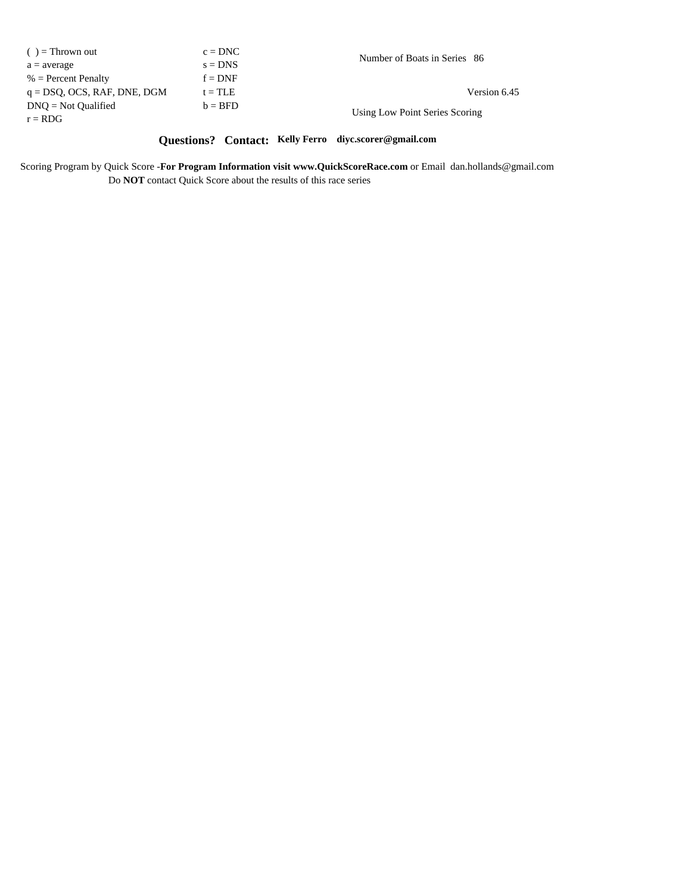( ) = Thrown out
a = average
% = Percent Penalty
q = DSQ, OCS, RAF, DNE, DGM
DNQ = Not Qualified
r = RDG

c = DNC
s = DNS
f = DNF
t = TLE
b = BFD

Number of Boats in Series 86

Version 6.45

Using Low Point Series Scoring

**Questions? Contact: Kelly Ferro diyc.scorer@gmail.com**

Scoring Program by Quick Score -**For Program Information visit www.QuickScoreRace.com** or Email dan.hollands@gmail.com
Do **NOT** contact Quick Score about the results of this race series